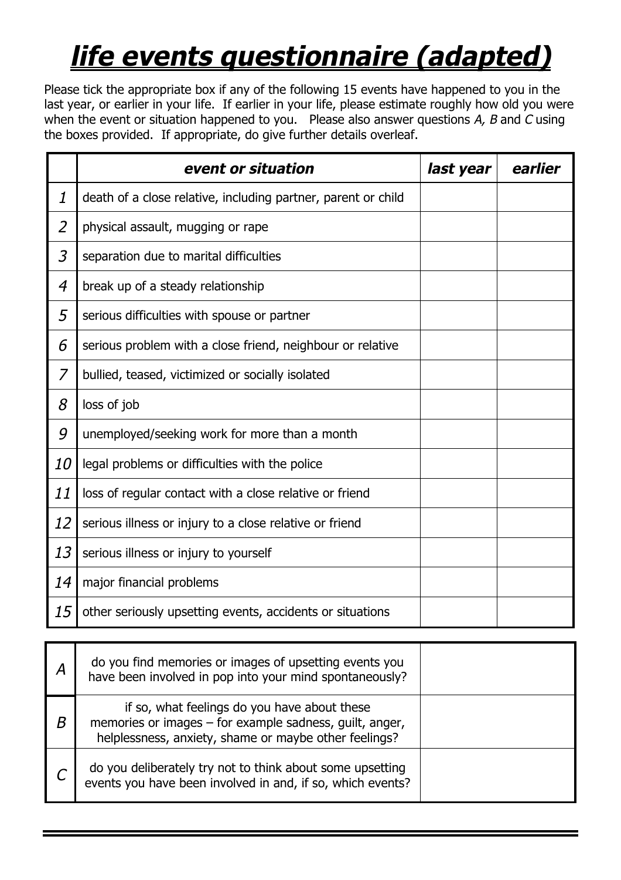# ***life events questionnaire (adapted)***

Please tick the appropriate box if any of the following 15 events have happened to you in the last year, or earlier in your life. If earlier in your life, please estimate roughly how old you were when the event or situation happened to you. Please also answer questions *A, B* and *C* using the boxes provided. If appropriate, do give further details overleaf.

| | ***event or situation*** | ***last year*** | ***earlier*** |
|---|---|---|---|
| *1* | death of a close relative, including partner, parent or child | | |
| *2* | physical assault, mugging or rape | | |
| *3* | separation due to marital difficulties | | |
| *4* | break up of a steady relationship | | |
| *5* | serious difficulties with spouse or partner | | |
| *6* | serious problem with a close friend, neighbour or relative | | |
| *7* | bullied, teased, victimized or socially isolated | | |
| *8* | loss of job | | |
| *9* | unemployed/seeking work for more than a month | | |
| *10* | legal problems or difficulties with the police | | |
| *11* | loss of regular contact with a close relative or friend | | |
| *12* | serious illness or injury to a close relative or friend | | |
| *13* | serious illness or injury to yourself | | |
| *14* | major financial problems | | |
| *15* | other seriously upsetting events, accidents or situations | | |

| | | |
|---|---|---|
| *A* | do you find memories or images of upsetting events you have been involved in pop into your mind spontaneously? | |
| *B* | if so, what feelings do you have about these memories or images – for example sadness, guilt, anger, helplessness, anxiety, shame or maybe other feelings? | |
| *C* | do you deliberately try not to think about some upsetting events you have been involved in and, if so, which events? | |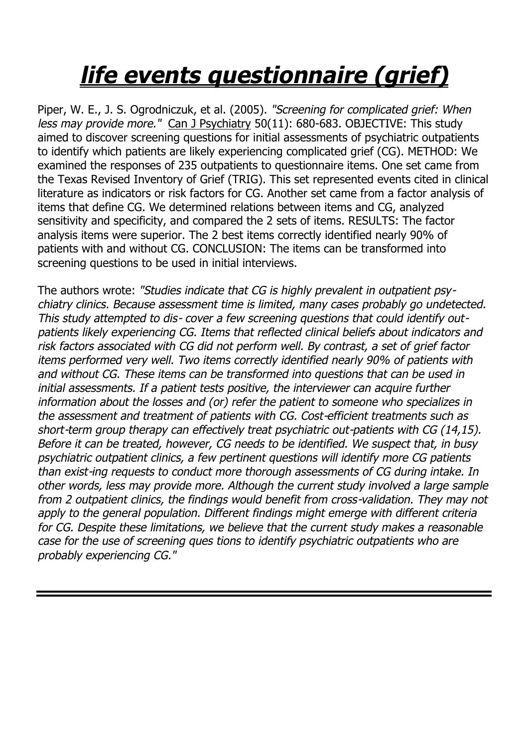# ***life events questionnaire (grief)***

Piper, W. E., J. S. Ogrodniczuk, et al. (2005). *"Screening for complicated grief: When less may provide more."* Can J Psychiatry 50(11): 680-683. OBJECTIVE: This study aimed to discover screening questions for initial assessments of psychiatric outpatients to identify which patients are likely experiencing complicated grief (CG). METHOD: We examined the responses of 235 outpatients to questionnaire items. One set came from the Texas Revised Inventory of Grief (TRIG). This set represented events cited in clinical literature as indicators or risk factors for CG. Another set came from a factor analysis of items that define CG. We determined relations between items and CG, analyzed sensitivity and specificity, and compared the 2 sets of items. RESULTS: The factor analysis items were superior. The 2 best items correctly identified nearly 90% of patients with and without CG. CONCLUSION: The items can be transformed into screening questions to be used in initial interviews.

The authors wrote: *"Studies indicate that CG is highly prevalent in outpatient psy-chiatry clinics. Because assessment time is limited, many cases probably go undetected. This study attempted to dis- cover a few screening questions that could identify out-patients likely experiencing CG. Items that reflected clinical beliefs about indicators and risk factors associated with CG did not perform well. By contrast, a set of grief factor items performed very well. Two items correctly identified nearly 90% of patients with and without CG. These items can be transformed into questions that can be used in initial assessments. If a patient tests positive, the interviewer can acquire further information about the losses and (or) refer the patient to someone who specializes in the assessment and treatment of patients with CG. Cost-efficient treatments such as short-term group therapy can effectively treat psychiatric out-patients with CG (14,15). Before it can be treated, however, CG needs to be identified. We suspect that, in busy psychiatric outpatient clinics, a few pertinent questions will identify more CG patients than exist-ing requests to conduct more thorough assessments of CG during intake. In other words, less may provide more. Although the current study involved a large sample from 2 outpatient clinics, the findings would benefit from cross-validation. They may not apply to the general population. Different findings might emerge with different criteria for CG. Despite these limitations, we believe that the current study makes a reasonable case for the use of screening ques tions to identify psychiatric outpatients who are probably experiencing CG."*